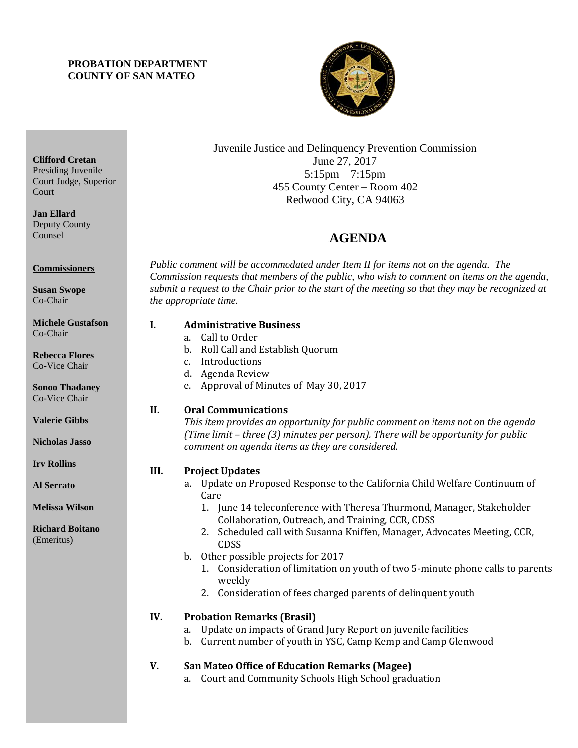**PROBATION DEPARTMENT**
**COUNTY OF SAN MATEO**

**Clifford Cretan**
Presiding Juvenile Court Judge, Superior Court

**Jan Ellard**
Deputy County Counsel

**Commissioners**

**Susan Swope**
Co-Chair

**Michele Gustafson**
Co-Chair

**Rebecca Flores**
Co-Vice Chair

**Sonoo Thadaney**
Co-Vice Chair

**Valerie Gibbs**

**Nicholas Jasso**

**Irv Rollins**

**Al Serrato**

**Melissa Wilson**

**Richard Boitano**
(Emeritus)

Juvenile Justice and Delinquency Prevention Commission
June 27, 2017
5:15pm – 7:15pm
455 County Center – Room 402
Redwood City, CA 94063

# AGENDA

*Public comment will be accommodated under Item II for items not on the agenda. The Commission requests that members of the public, who wish to comment on items on the agenda, submit a request to the Chair prior to the start of the meeting so that they may be recognized at the appropriate time.*

**I. Administrative Business**

a. Call to Order
b. Roll Call and Establish Quorum
c. Introductions
d. Agenda Review
e. Approval of Minutes of May 30, 2017

**II. Oral Communications**

*This item provides an opportunity for public comment on items not on the agenda (Time limit – three (3) minutes per person). There will be opportunity for public comment on agenda items as they are considered.*

**III. Project Updates**

a. Update on Proposed Response to the California Child Welfare Continuum of Care
   1. June 14 teleconference with Theresa Thurmond, Manager, Stakeholder Collaboration, Outreach, and Training, CCR, CDSS
   2. Scheduled call with Susanna Kniffen, Manager, Advocates Meeting, CCR, CDSS
b. Other possible projects for 2017
   1. Consideration of limitation on youth of two 5-minute phone calls to parents weekly
   2. Consideration of fees charged parents of delinquent youth

**IV. Probation Remarks (Brasil)**

a. Update on impacts of Grand Jury Report on juvenile facilities
b. Current number of youth in YSC, Camp Kemp and Camp Glenwood

**V. San Mateo Office of Education Remarks (Magee)**

a. Court and Community Schools High School graduation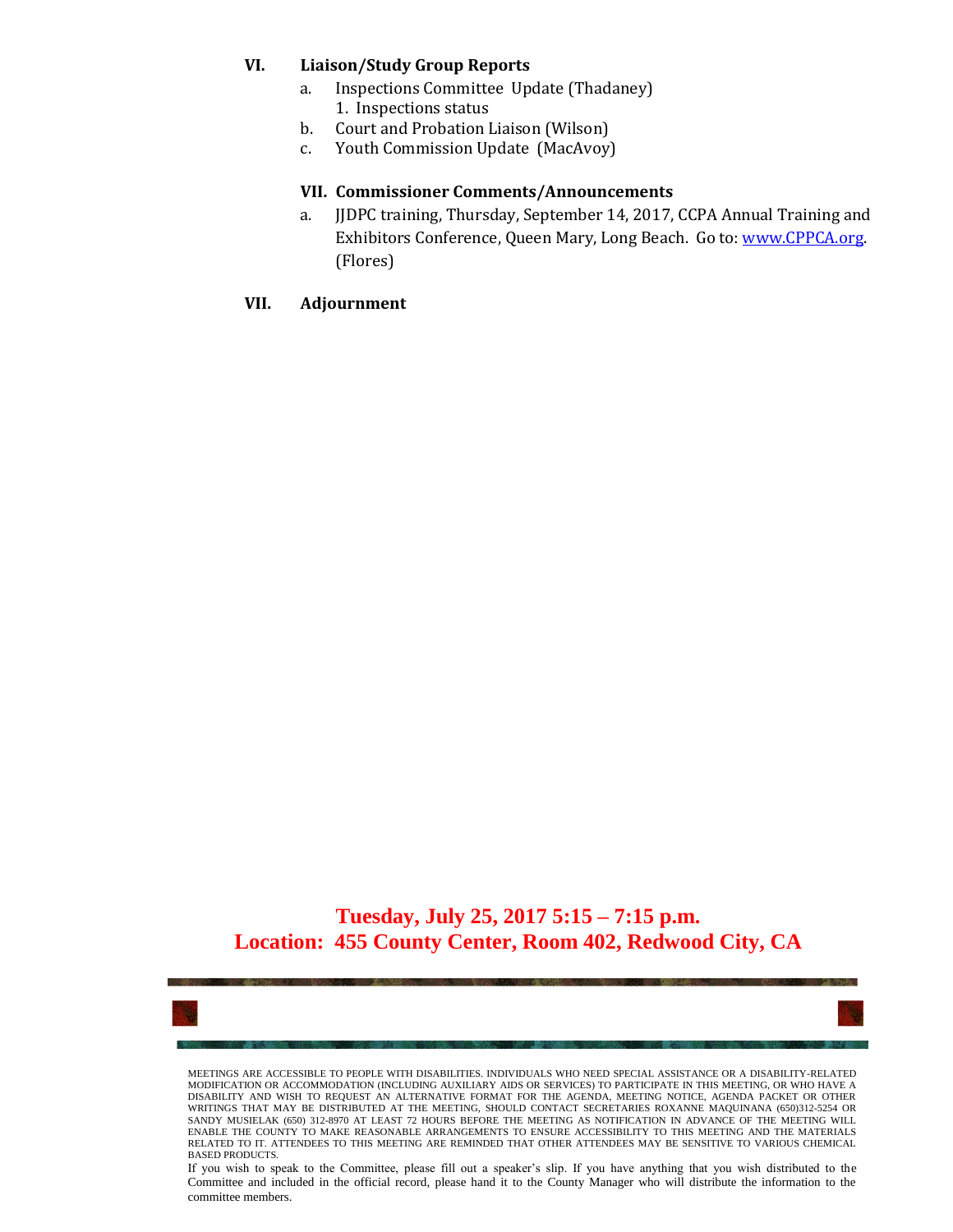## VI. Liaison/Study Group Reports

a. Inspections Committee Update (Thadaney)
   1. Inspections status
b. Court and Probation Liaison (Wilson)
c. Youth Commission Update (MacAvoy)

## VII. Commissioner Comments/Announcements

a. JJDPC training, Thursday, September 14, 2017, CCPA Annual Training and Exhibitors Conference, Queen Mary, Long Beach. Go to: [www.CPPCA.org](http://www.CPPCA.org). (Flores)

## VII. Adjournment

**Tuesday, July 25, 2017 5:15 – 7:15 p.m.**
**Location: 455 County Center, Room 402, Redwood City, CA**

MEETINGS ARE ACCESSIBLE TO PEOPLE WITH DISABILITIES. INDIVIDUALS WHO NEED SPECIAL ASSISTANCE OR A DISABILITY-RELATED MODIFICATION OR ACCOMMODATION (INCLUDING AUXILIARY AIDS OR SERVICES) TO PARTICIPATE IN THIS MEETING, OR WHO HAVE A DISABILITY AND WISH TO REQUEST AN ALTERNATIVE FORMAT FOR THE AGENDA, MEETING NOTICE, AGENDA PACKET OR OTHER WRITINGS THAT MAY BE DISTRIBUTED AT THE MEETING, SHOULD CONTACT SECRETARIES ROXANNE MAQUINANA (650)312-5254 OR SANDY MUSIELAK (650) 312-8970 AT LEAST 72 HOURS BEFORE THE MEETING AS NOTIFICATION IN ADVANCE OF THE MEETING WILL ENABLE THE COUNTY TO MAKE REASONABLE ARRANGEMENTS TO ENSURE ACCESSIBILITY TO THIS MEETING AND THE MATERIALS RELATED TO IT. ATTENDEES TO THIS MEETING ARE REMINDED THAT OTHER ATTENDEES MAY BE SENSITIVE TO VARIOUS CHEMICAL BASED PRODUCTS.

If you wish to speak to the Committee, please fill out a speaker's slip. If you have anything that you wish distributed to the Committee and included in the official record, please hand it to the County Manager who will distribute the information to the committee members.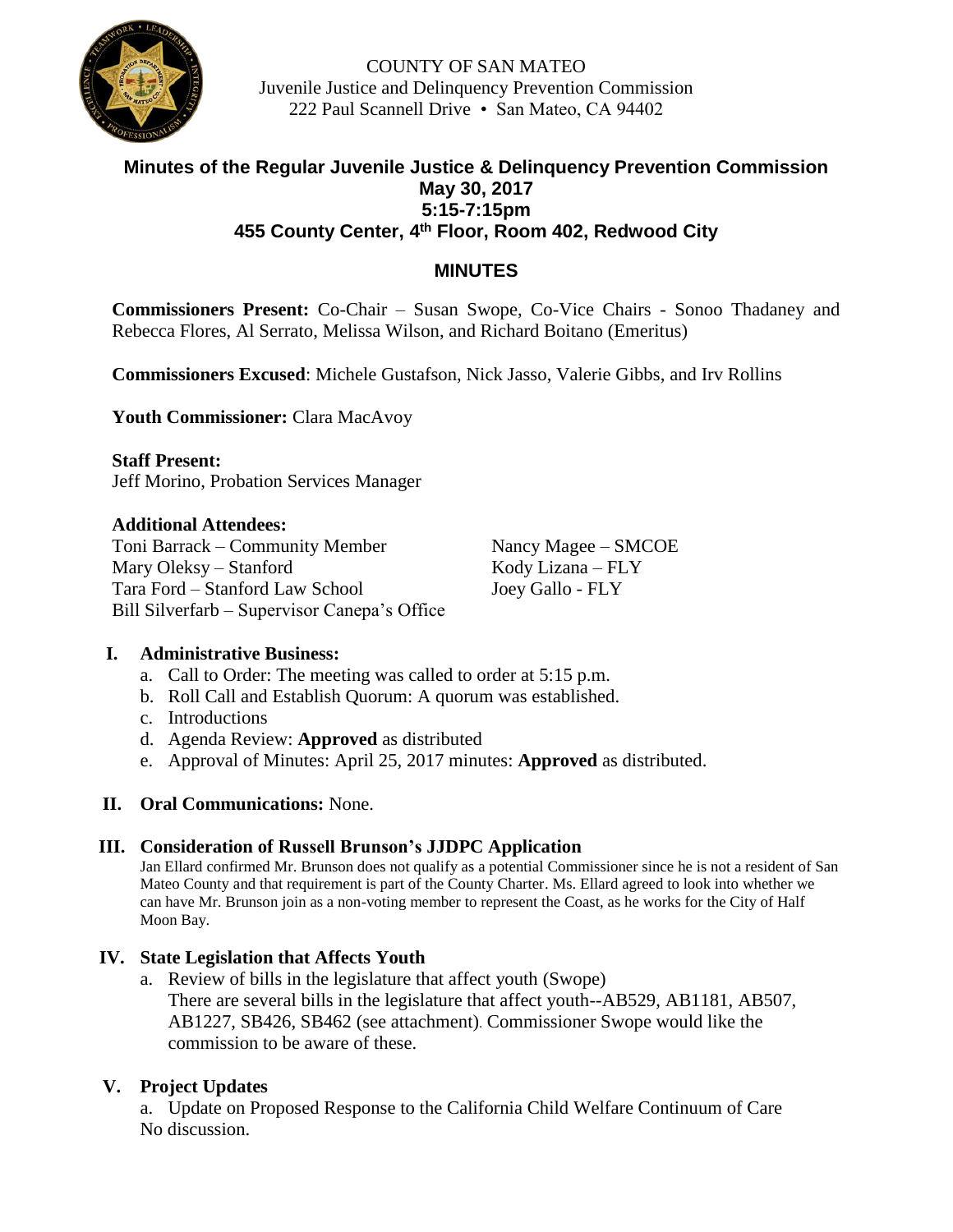COUNTY OF SAN MATEO
Juvenile Justice and Delinquency Prevention Commission
222 Paul Scannell Drive • San Mateo, CA 94402

## Minutes of the Regular Juvenile Justice & Delinquency Prevention Commission
## May 30, 2017
## 5:15-7:15pm
## 455 County Center, 4th Floor, Room 402, Redwood City

## MINUTES

**Commissioners Present:** Co-Chair – Susan Swope, Co-Vice Chairs - Sonoo Thadaney and Rebecca Flores, Al Serrato, Melissa Wilson, and Richard Boitano (Emeritus)

**Commissioners Excused**: Michele Gustafson, Nick Jasso, Valerie Gibbs, and Irv Rollins

**Youth Commissioner:** Clara MacAvoy

**Staff Present:**
Jeff Morino, Probation Services Manager

**Additional Attendees:**
Toni Barrack – Community Member
Mary Oleksy – Stanford
Tara Ford – Stanford Law School
Bill Silverfarb – Supervisor Canepa's Office
Nancy Magee – SMCOE
Kody Lizana – FLY
Joey Gallo - FLY

**I. Administrative Business:**

a. Call to Order: The meeting was called to order at 5:15 p.m.
b. Roll Call and Establish Quorum: A quorum was established.
c. Introductions
d. Agenda Review: **Approved** as distributed
e. Approval of Minutes: April 25, 2017 minutes: **Approved** as distributed.

**II. Oral Communications:** None.

**III. Consideration of Russell Brunson's JJDPC Application**

Jan Ellard confirmed Mr. Brunson does not qualify as a potential Commissioner since he is not a resident of San Mateo County and that requirement is part of the County Charter. Ms. Ellard agreed to look into whether we can have Mr. Brunson join as a non-voting member to represent the Coast, as he works for the City of Half Moon Bay.

**IV. State Legislation that Affects Youth**

a. Review of bills in the legislature that affect youth (Swope)
There are several bills in the legislature that affect youth--AB529, AB1181, AB507, AB1227, SB426, SB462 (see attachment). Commissioner Swope would like the commission to be aware of these.

**V. Project Updates**

a. Update on Proposed Response to the California Child Welfare Continuum of Care
No discussion.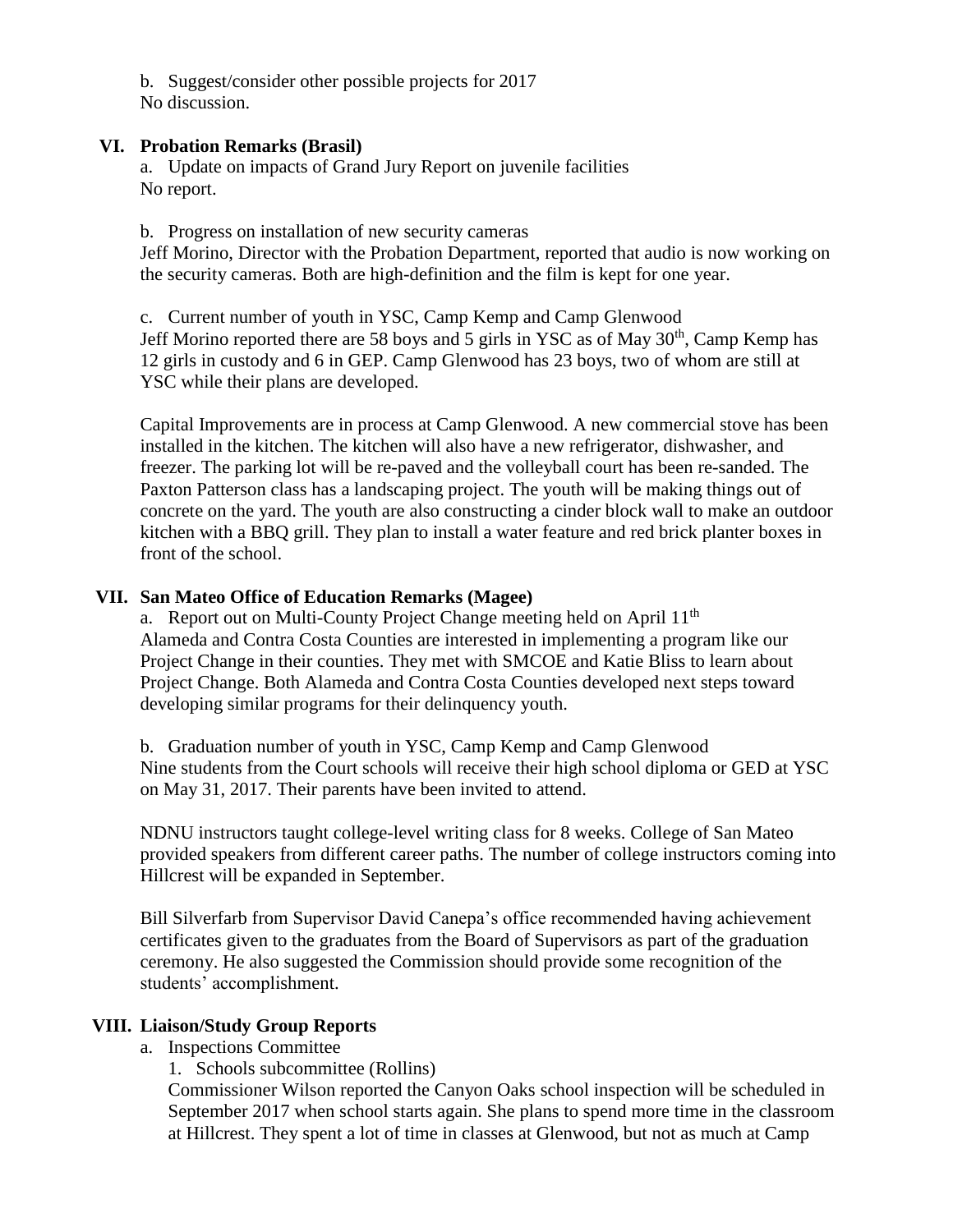b. Suggest/consider other possible projects for 2017
No discussion.

## VI. Probation Remarks (Brasil)

a. Update on impacts of Grand Jury Report on juvenile facilities
No report.

b. Progress on installation of new security cameras
Jeff Morino, Director with the Probation Department, reported that audio is now working on the security cameras. Both are high-definition and the film is kept for one year.

c. Current number of youth in YSC, Camp Kemp and Camp Glenwood
Jeff Morino reported there are 58 boys and 5 girls in YSC as of May 30th, Camp Kemp has 12 girls in custody and 6 in GEP. Camp Glenwood has 23 boys, two of whom are still at YSC while their plans are developed.

Capital Improvements are in process at Camp Glenwood. A new commercial stove has been installed in the kitchen. The kitchen will also have a new refrigerator, dishwasher, and freezer. The parking lot will be re-paved and the volleyball court has been re-sanded. The Paxton Patterson class has a landscaping project. The youth will be making things out of concrete on the yard. The youth are also constructing a cinder block wall to make an outdoor kitchen with a BBQ grill. They plan to install a water feature and red brick planter boxes in front of the school.

## VII. San Mateo Office of Education Remarks (Magee)

a. Report out on Multi-County Project Change meeting held on April 11th
Alameda and Contra Costa Counties are interested in implementing a program like our Project Change in their counties. They met with SMCOE and Katie Bliss to learn about Project Change. Both Alameda and Contra Costa Counties developed next steps toward developing similar programs for their delinquency youth.

b. Graduation number of youth in YSC, Camp Kemp and Camp Glenwood
Nine students from the Court schools will receive their high school diploma or GED at YSC on May 31, 2017. Their parents have been invited to attend.

NDNU instructors taught college-level writing class for 8 weeks. College of San Mateo provided speakers from different career paths. The number of college instructors coming into Hillcrest will be expanded in September.

Bill Silverfarb from Supervisor David Canepa's office recommended having achievement certificates given to the graduates from the Board of Supervisors as part of the graduation ceremony. He also suggested the Commission should provide some recognition of the students' accomplishment.

## VIII. Liaison/Study Group Reports

a. Inspections Committee

1. Schools subcommittee (Rollins)
Commissioner Wilson reported the Canyon Oaks school inspection will be scheduled in September 2017 when school starts again. She plans to spend more time in the classroom at Hillcrest. They spent a lot of time in classes at Glenwood, but not as much at Camp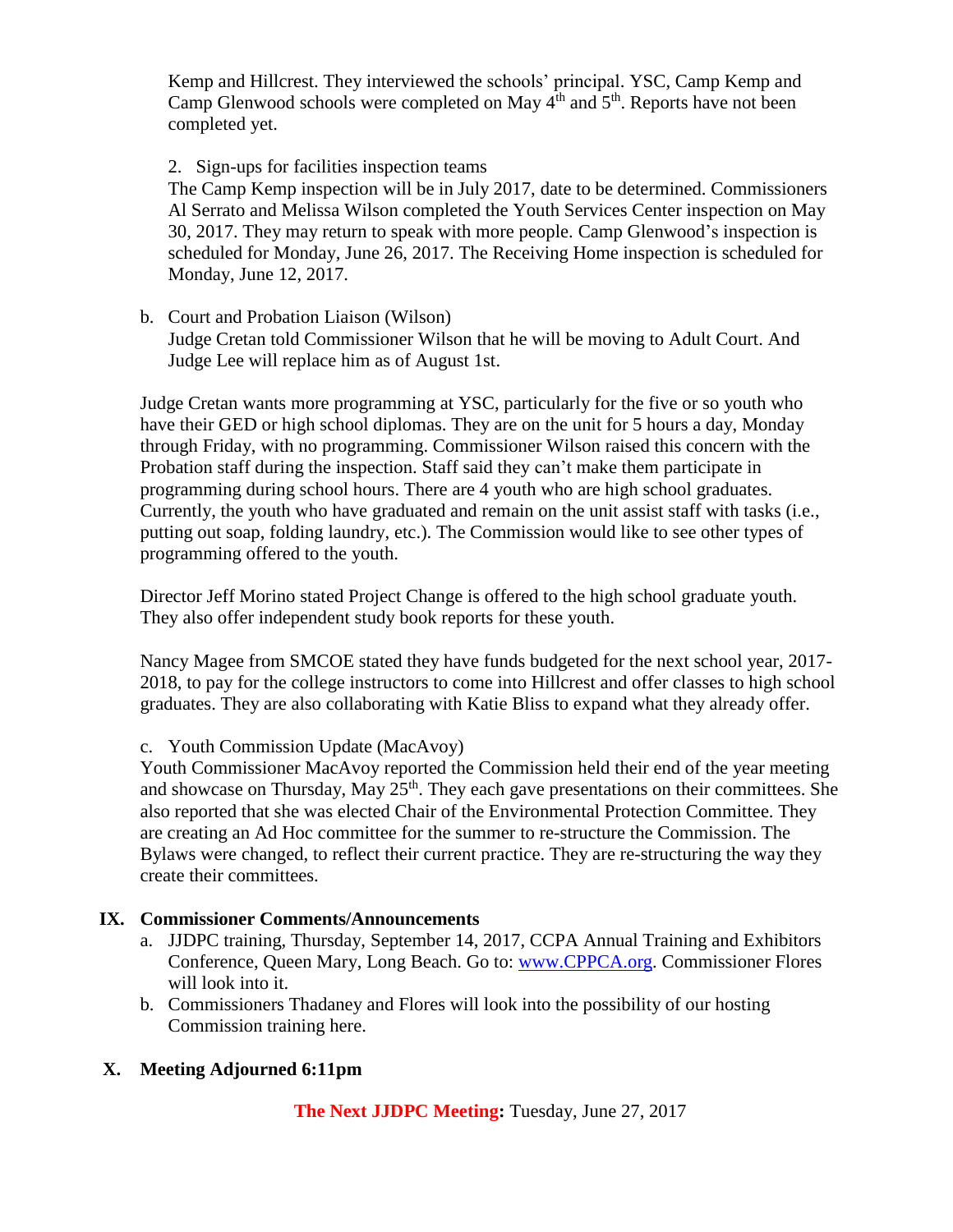Kemp and Hillcrest. They interviewed the schools' principal. YSC, Camp Kemp and Camp Glenwood schools were completed on May 4th and 5th. Reports have not been completed yet.

2. Sign-ups for facilities inspection teams

The Camp Kemp inspection will be in July 2017, date to be determined. Commissioners Al Serrato and Melissa Wilson completed the Youth Services Center inspection on May 30, 2017. They may return to speak with more people. Camp Glenwood's inspection is scheduled for Monday, June 26, 2017. The Receiving Home inspection is scheduled for Monday, June 12, 2017.

b. Court and Probation Liaison (Wilson)

Judge Cretan told Commissioner Wilson that he will be moving to Adult Court. And Judge Lee will replace him as of August 1st.

Judge Cretan wants more programming at YSC, particularly for the five or so youth who have their GED or high school diplomas. They are on the unit for 5 hours a day, Monday through Friday, with no programming. Commissioner Wilson raised this concern with the Probation staff during the inspection. Staff said they can't make them participate in programming during school hours. There are 4 youth who are high school graduates. Currently, the youth who have graduated and remain on the unit assist staff with tasks (i.e., putting out soap, folding laundry, etc.). The Commission would like to see other types of programming offered to the youth.

Director Jeff Morino stated Project Change is offered to the high school graduate youth. They also offer independent study book reports for these youth.

Nancy Magee from SMCOE stated they have funds budgeted for the next school year, 2017-2018, to pay for the college instructors to come into Hillcrest and offer classes to high school graduates. They are also collaborating with Katie Bliss to expand what they already offer.

c. Youth Commission Update (MacAvoy)

Youth Commissioner MacAvoy reported the Commission held their end of the year meeting and showcase on Thursday, May 25th. They each gave presentations on their committees. She also reported that she was elected Chair of the Environmental Protection Committee. They are creating an Ad Hoc committee for the summer to re-structure the Commission. The Bylaws were changed, to reflect their current practice. They are re-structuring the way they create their committees.

## IX. Commissioner Comments/Announcements

a. JJDPC training, Thursday, September 14, 2017, CCPA Annual Training and Exhibitors Conference, Queen Mary, Long Beach. Go to: www.CPPCA.org. Commissioner Flores will look into it.

b. Commissioners Thadaney and Flores will look into the possibility of our hosting Commission training here.

## X. Meeting Adjourned 6:11pm

**The Next JJDPC Meeting:** Tuesday, June 27, 2017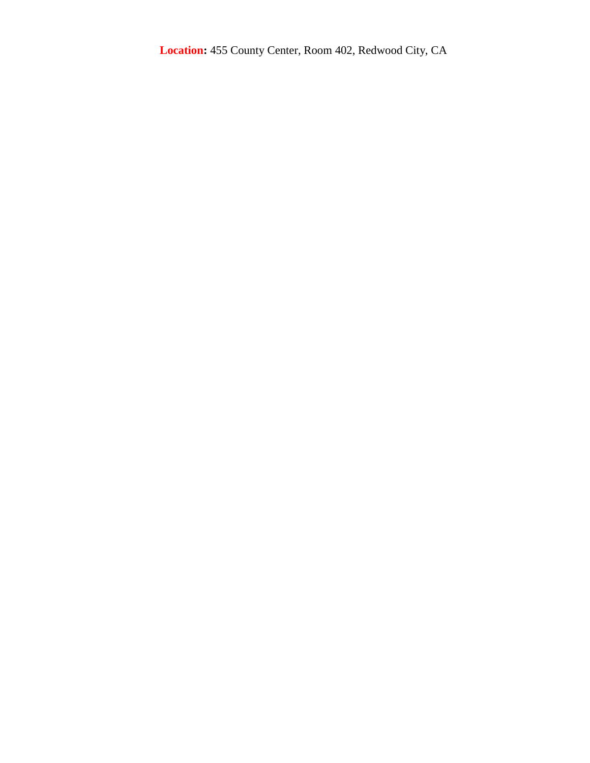**Location:** 455 County Center, Room 402, Redwood City, CA